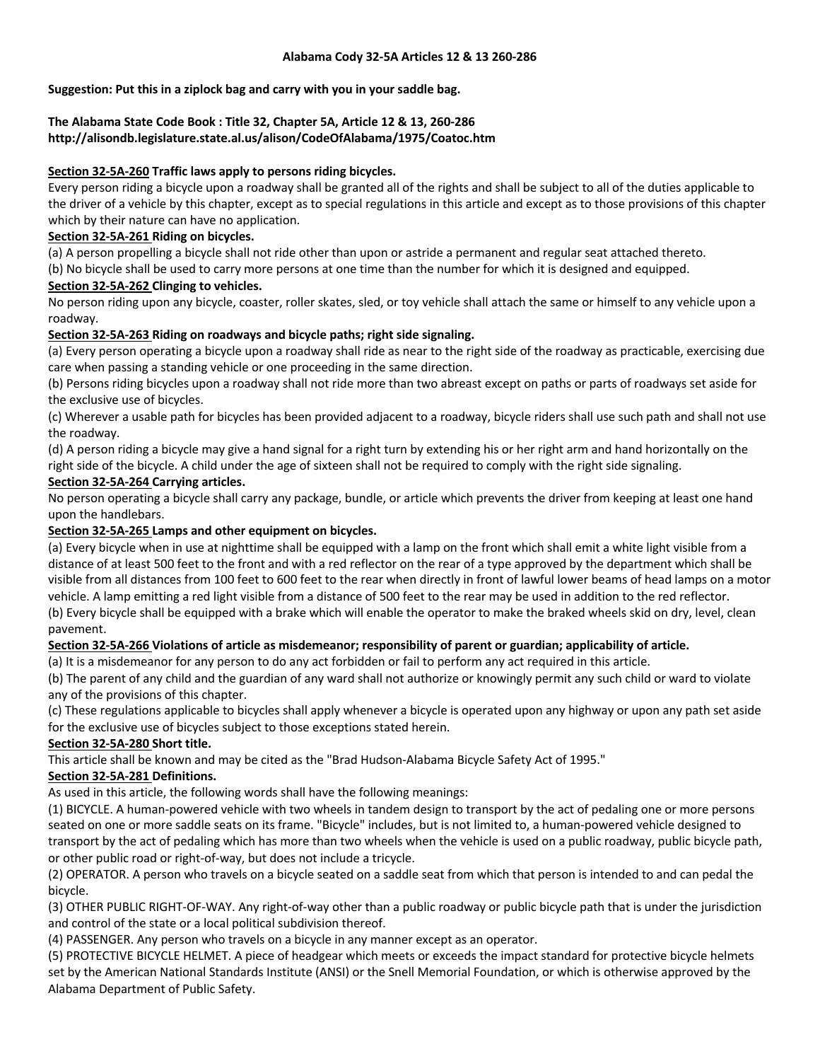**Alabama Cody 32-5A Articles 12 & 13 260-286**

**Suggestion: Put this in a ziplock bag and carry with you in your saddle bag.**

**The Alabama State Code Book : Title 32, Chapter 5A, Article 12 & 13, 260-286**
**http://alisondb.legislature.state.al.us/alison/CodeOfAlabama/1975/Coatoc.htm**

**<u>Section 32-5A-260</u> Traffic laws apply to persons riding bicycles.**
Every person riding a bicycle upon a roadway shall be granted all of the rights and shall be subject to all of the duties applicable to the driver of a vehicle by this chapter, except as to special regulations in this article and except as to those provisions of this chapter which by their nature can have no application.

**<u>Section 32-5A-261</u> Riding on bicycles.**
(a) A person propelling a bicycle shall not ride other than upon or astride a permanent and regular seat attached thereto.
(b) No bicycle shall be used to carry more persons at one time than the number for which it is designed and equipped.

**<u>Section 32-5A-262</u> Clinging to vehicles.**
No person riding upon any bicycle, coaster, roller skates, sled, or toy vehicle shall attach the same or himself to any vehicle upon a roadway.

**<u>Section 32-5A-263</u> Riding on roadways and bicycle paths; right side signaling.**
(a) Every person operating a bicycle upon a roadway shall ride as near to the right side of the roadway as practicable, exercising due care when passing a standing vehicle or one proceeding in the same direction.
(b) Persons riding bicycles upon a roadway shall not ride more than two abreast except on paths or parts of roadways set aside for the exclusive use of bicycles.
(c) Wherever a usable path for bicycles has been provided adjacent to a roadway, bicycle riders shall use such path and shall not use the roadway.
(d) A person riding a bicycle may give a hand signal for a right turn by extending his or her right arm and hand horizontally on the right side of the bicycle. A child under the age of sixteen shall not be required to comply with the right side signaling.

**<u>Section 32-5A-264</u> Carrying articles.**
No person operating a bicycle shall carry any package, bundle, or article which prevents the driver from keeping at least one hand upon the handlebars.

**<u>Section 32-5A-265</u> Lamps and other equipment on bicycles.**
(a) Every bicycle when in use at nighttime shall be equipped with a lamp on the front which shall emit a white light visible from a distance of at least 500 feet to the front and with a red reflector on the rear of a type approved by the department which shall be visible from all distances from 100 feet to 600 feet to the rear when directly in front of lawful lower beams of head lamps on a motor vehicle. A lamp emitting a red light visible from a distance of 500 feet to the rear may be used in addition to the red reflector.
(b) Every bicycle shall be equipped with a brake which will enable the operator to make the braked wheels skid on dry, level, clean pavement.

**<u>Section 32-5A-266</u> Violations of article as misdemeanor; responsibility of parent or guardian; applicability of article.**
(a) It is a misdemeanor for any person to do any act forbidden or fail to perform any act required in this article.
(b) The parent of any child and the guardian of any ward shall not authorize or knowingly permit any such child or ward to violate any of the provisions of this chapter.
(c) These regulations applicable to bicycles shall apply whenever a bicycle is operated upon any highway or upon any path set aside for the exclusive use of bicycles subject to those exceptions stated herein.

**<u>Section 32-5A-280</u> Short title.**
This article shall be known and may be cited as the "Brad Hudson-Alabama Bicycle Safety Act of 1995."

**<u>Section 32-5A-281</u> Definitions.**
As used in this article, the following words shall have the following meanings:
(1) BICYCLE. A human-powered vehicle with two wheels in tandem design to transport by the act of pedaling one or more persons seated on one or more saddle seats on its frame. "Bicycle" includes, but is not limited to, a human-powered vehicle designed to transport by the act of pedaling which has more than two wheels when the vehicle is used on a public roadway, public bicycle path, or other public road or right-of-way, but does not include a tricycle.
(2) OPERATOR. A person who travels on a bicycle seated on a saddle seat from which that person is intended to and can pedal the bicycle.
(3) OTHER PUBLIC RIGHT-OF-WAY. Any right-of-way other than a public roadway or public bicycle path that is under the jurisdiction and control of the state or a local political subdivision thereof.
(4) PASSENGER. Any person who travels on a bicycle in any manner except as an operator.
(5) PROTECTIVE BICYCLE HELMET. A piece of headgear which meets or exceeds the impact standard for protective bicycle helmets set by the American National Standards Institute (ANSI) or the Snell Memorial Foundation, or which is otherwise approved by the Alabama Department of Public Safety.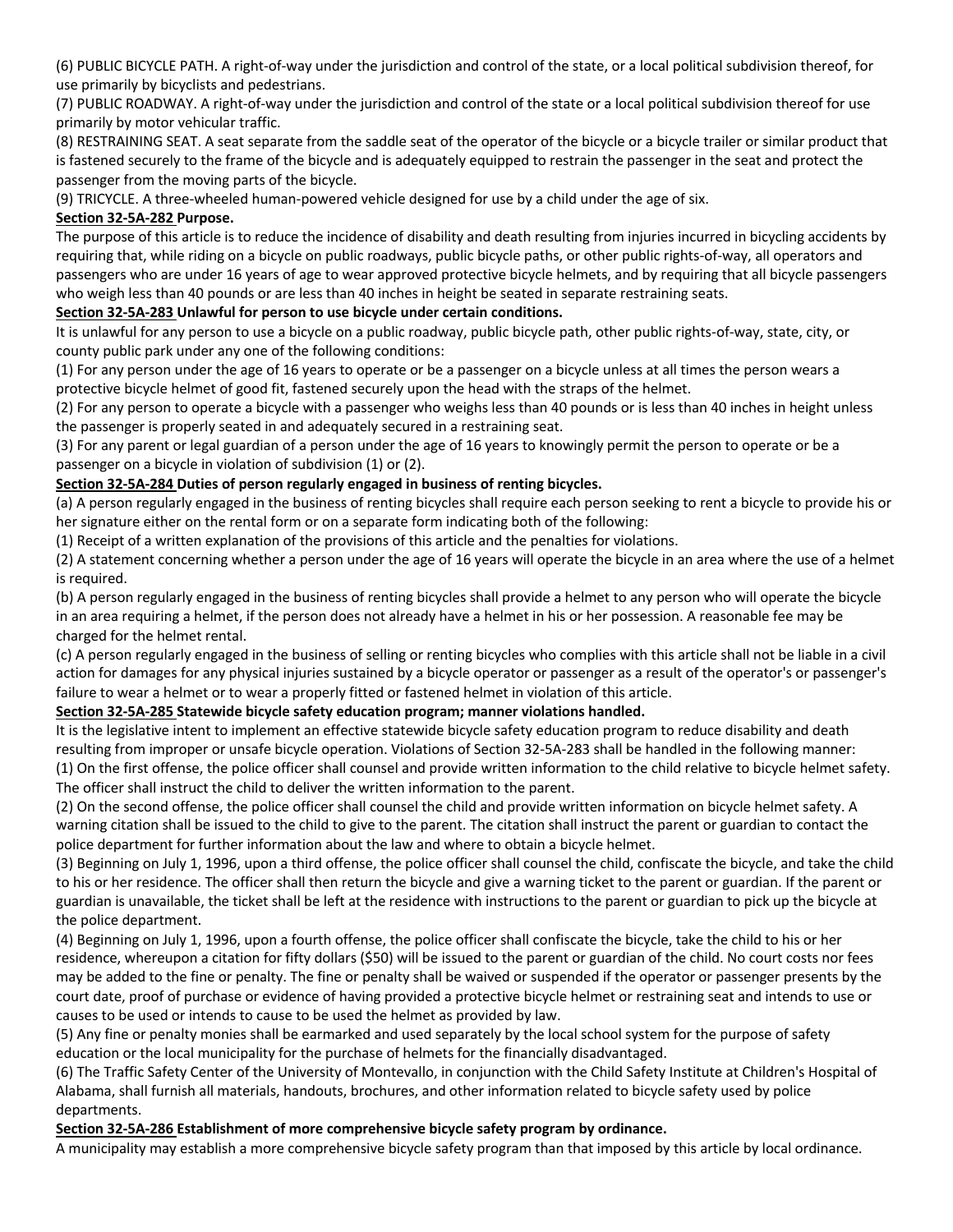(6) PUBLIC BICYCLE PATH. A right-of-way under the jurisdiction and control of the state, or a local political subdivision thereof, for use primarily by bicyclists and pedestrians.

(7) PUBLIC ROADWAY. A right-of-way under the jurisdiction and control of the state or a local political subdivision thereof for use primarily by motor vehicular traffic.

(8) RESTRAINING SEAT. A seat separate from the saddle seat of the operator of the bicycle or a bicycle trailer or similar product that is fastened securely to the frame of the bicycle and is adequately equipped to restrain the passenger in the seat and protect the passenger from the moving parts of the bicycle.

(9) TRICYCLE. A three-wheeled human-powered vehicle designed for use by a child under the age of six.

**Section 32-5A-282 Purpose.**

The purpose of this article is to reduce the incidence of disability and death resulting from injuries incurred in bicycling accidents by requiring that, while riding on a bicycle on public roadways, public bicycle paths, or other public rights-of-way, all operators and passengers who are under 16 years of age to wear approved protective bicycle helmets, and by requiring that all bicycle passengers who weigh less than 40 pounds or are less than 40 inches in height be seated in separate restraining seats.

**Section 32-5A-283 Unlawful for person to use bicycle under certain conditions.**

It is unlawful for any person to use a bicycle on a public roadway, public bicycle path, other public rights-of-way, state, city, or county public park under any one of the following conditions:

(1) For any person under the age of 16 years to operate or be a passenger on a bicycle unless at all times the person wears a protective bicycle helmet of good fit, fastened securely upon the head with the straps of the helmet.

(2) For any person to operate a bicycle with a passenger who weighs less than 40 pounds or is less than 40 inches in height unless the passenger is properly seated in and adequately secured in a restraining seat.

(3) For any parent or legal guardian of a person under the age of 16 years to knowingly permit the person to operate or be a passenger on a bicycle in violation of subdivision (1) or (2).

**Section 32-5A-284 Duties of person regularly engaged in business of renting bicycles.**

(a) A person regularly engaged in the business of renting bicycles shall require each person seeking to rent a bicycle to provide his or her signature either on the rental form or on a separate form indicating both of the following:

(1) Receipt of a written explanation of the provisions of this article and the penalties for violations.

(2) A statement concerning whether a person under the age of 16 years will operate the bicycle in an area where the use of a helmet is required.

(b) A person regularly engaged in the business of renting bicycles shall provide a helmet to any person who will operate the bicycle in an area requiring a helmet, if the person does not already have a helmet in his or her possession. A reasonable fee may be charged for the helmet rental.

(c) A person regularly engaged in the business of selling or renting bicycles who complies with this article shall not be liable in a civil action for damages for any physical injuries sustained by a bicycle operator or passenger as a result of the operator's or passenger's failure to wear a helmet or to wear a properly fitted or fastened helmet in violation of this article.

**Section 32-5A-285 Statewide bicycle safety education program; manner violations handled.**

It is the legislative intent to implement an effective statewide bicycle safety education program to reduce disability and death resulting from improper or unsafe bicycle operation. Violations of Section 32-5A-283 shall be handled in the following manner:

(1) On the first offense, the police officer shall counsel and provide written information to the child relative to bicycle helmet safety. The officer shall instruct the child to deliver the written information to the parent.

(2) On the second offense, the police officer shall counsel the child and provide written information on bicycle helmet safety. A warning citation shall be issued to the child to give to the parent. The citation shall instruct the parent or guardian to contact the police department for further information about the law and where to obtain a bicycle helmet.

(3) Beginning on July 1, 1996, upon a third offense, the police officer shall counsel the child, confiscate the bicycle, and take the child to his or her residence. The officer shall then return the bicycle and give a warning ticket to the parent or guardian. If the parent or guardian is unavailable, the ticket shall be left at the residence with instructions to the parent or guardian to pick up the bicycle at the police department.

(4) Beginning on July 1, 1996, upon a fourth offense, the police officer shall confiscate the bicycle, take the child to his or her residence, whereupon a citation for fifty dollars ($50) will be issued to the parent or guardian of the child. No court costs nor fees may be added to the fine or penalty. The fine or penalty shall be waived or suspended if the operator or passenger presents by the court date, proof of purchase or evidence of having provided a protective bicycle helmet or restraining seat and intends to use or causes to be used or intends to cause to be used the helmet as provided by law.

(5) Any fine or penalty monies shall be earmarked and used separately by the local school system for the purpose of safety education or the local municipality for the purchase of helmets for the financially disadvantaged.

(6) The Traffic Safety Center of the University of Montevallo, in conjunction with the Child Safety Institute at Children's Hospital of Alabama, shall furnish all materials, handouts, brochures, and other information related to bicycle safety used by police departments.

**Section 32-5A-286 Establishment of more comprehensive bicycle safety program by ordinance.**

A municipality may establish a more comprehensive bicycle safety program than that imposed by this article by local ordinance.